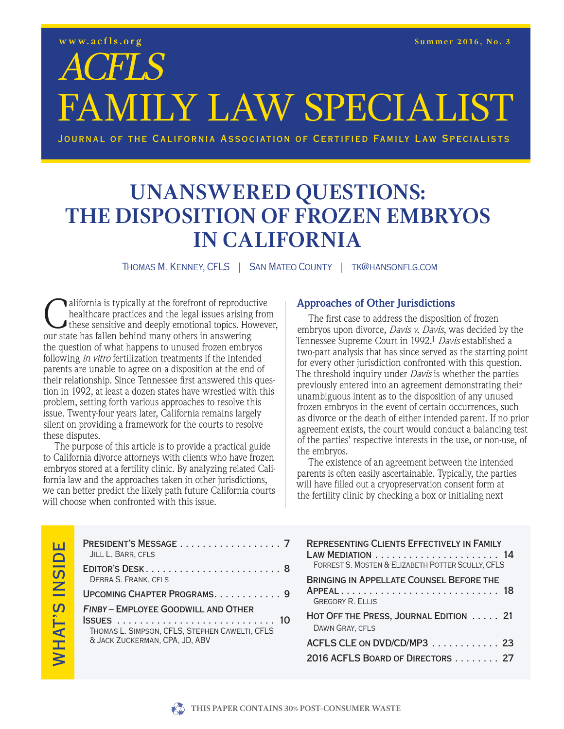www.acfls.org

Summer 2016, No. 3

# ACFLS FAMILY LAW SPECIALIST

Journal of the California Association of Certified Family Law Specialists

# UNANSWERED QUESTIONS: THE DISPOSITION OF FROZEN EMBRYOS IN CALIFORNIA

Thomas M. Kenney, CFLS | San Mateo County | tk@hansonflg.com

California is typically at the forefront of reproductive healthcare practices and the legal issues arising from these sensitive and deeply emotional topics. However, our state has fallen behind many others in answering the question of what happens to unused frozen embryos following *in vitro* fertilization treatments if the intended parents are unable to agree on a disposition at the end of their relationship. Since Tennessee first answered this question in 1992, at least a dozen states have wrestled with this problem, setting forth various approaches to resolve this issue. Twenty-four years later, California remains largely silent on providing a framework for the courts to resolve these disputes.

The purpose of this article is to provide a practical guide to California divorce attorneys with clients who have frozen embryos stored at a fertility clinic. By analyzing related California law and the approaches taken in other jurisdictions, we can better predict the likely path future California courts will choose when confronted with this issue.

## Approaches of Other Jurisdictions

The first case to address the disposition of frozen embryos upon divorce, *Davis v. Davis*, was decided by the Tennessee Supreme Court in 1992.[1] *Davis* established a two-part analysis that has since served as the starting point for every other jurisdiction confronted with this question. The threshold inquiry under *Davis* is whether the parties previously entered into an agreement demonstrating their unambiguous intent as to the disposition of any unused frozen embryos in the event of certain occurrences, such as divorce or the death of either intended parent. If no prior agreement exists, the court would conduct a balancing test of the parties' respective interests in the use, or non-use, of the embryos.

The existence of an agreement between the intended parents is often easily ascertainable. Typically, the parties will have filled out a cryopreservation consent form at the fertility clinic by checking a box or initialing next

## What's Inside

- President's Message ................. 7 — Jill L. Barr, CFLS
- Editor's Desk ................. 8 — Debra S. Frank, CFLS
- Upcoming Chapter Programs ................. 9
- *Finby* – Employee Goodwill and Other Issues ................. 10 — Thomas L. Simpson, CFLS, Stephen Cawelti, CFLS & Jack Zuckerman, CPA, JD, ABV
- Representing Clients Effectively in Family Law Mediation ................. 14 — Forrest S. Mosten & Elizabeth Potter Scully, CFLS
- Bringing in Appellate Counsel Before the Appeal ................. 18 — Gregory R. Ellis
- Hot Off the Press, Journal Edition ................. 21 — Dawn Gray, CFLS
- ACFLS CLE on DVD/CD/MP3 ................. 23
- 2016 ACFLS Board of Directors ................. 27

This paper contains 30% post-consumer waste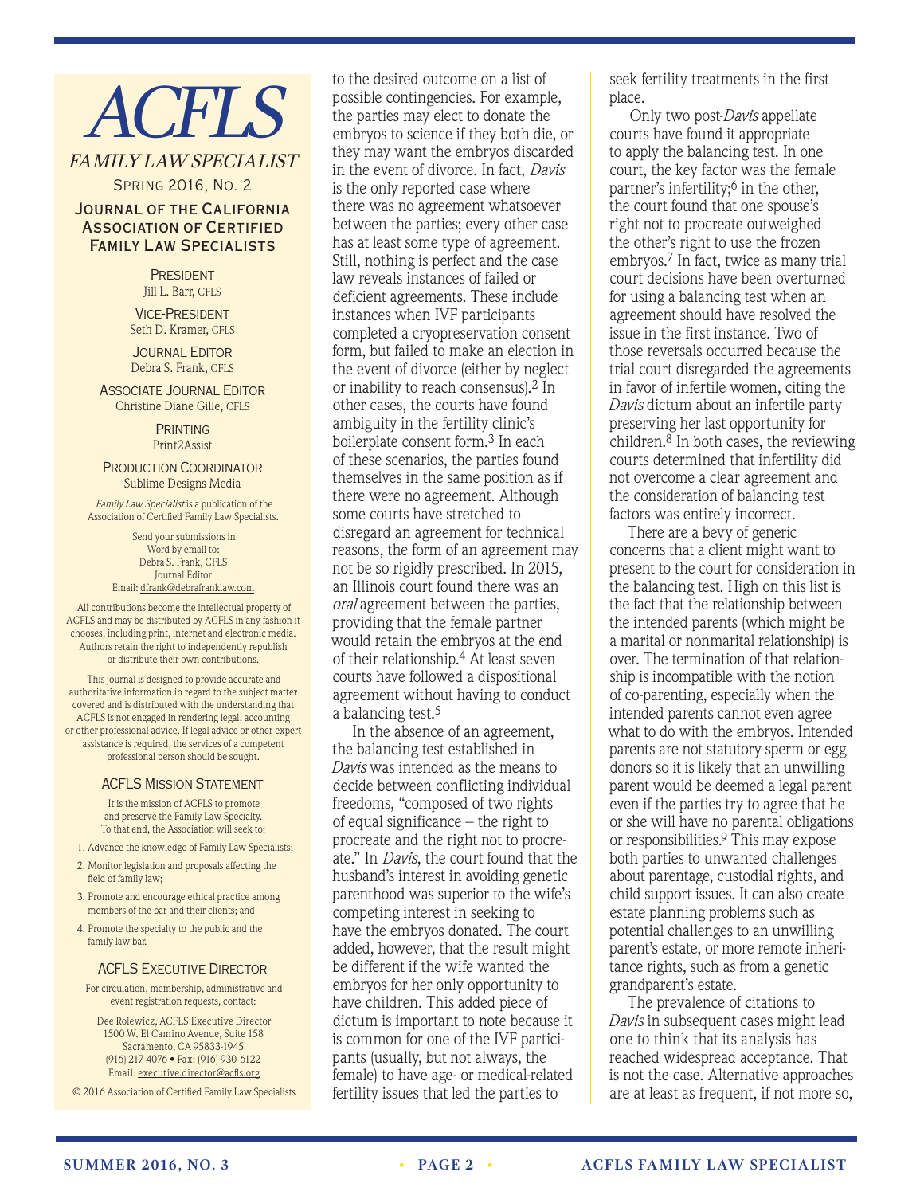# *ACFLS*

*FAMILY LAW SPECIALIST*

Spring 2016, No. 2

**Journal of the California Association of Certified Family Law Specialists**

President
Jill L. Barr, CFLS

Vice-President
Seth D. Kramer, CFLS

Journal Editor
Debra S. Frank, CFLS

Associate Journal Editor
Christine Diane Gille, CFLS

Printing
Print2Assist

Production Coordinator
Sublime Designs Media

*Family Law Specialist* is a publication of the Association of Certified Family Law Specialists.

Send your submissions in Word by email to:
Debra S. Frank, CFLS
Journal Editor
Email: dfrank@debrafranklaw.com

All contributions become the intellectual property of ACFLS and may be distributed by ACFLS in any fashion it chooses, including print, internet and electronic media. Authors retain the right to independently republish or distribute their own contributions.

This journal is designed to provide accurate and authoritative information in regard to the subject matter covered and is distributed with the understanding that ACFLS is not engaged in rendering legal, accounting or other professional advice. If legal advice or other expert assistance is required, the services of a competent professional person should be sought.

## ACFLS Mission Statement

It is the mission of ACFLS to promote and preserve the Family Law Specialty. To that end, the Association will seek to:

1. Advance the knowledge of Family Law Specialists;
2. Monitor legislation and proposals affecting the field of family law;
3. Promote and encourage ethical practice among members of the bar and their clients; and
4. Promote the specialty to the public and the family law bar.

## ACFLS Executive Director

For circulation, membership, administrative and event registration requests, contact:

Dee Rolewicz, ACFLS Executive Director
1500 W. El Camino Avenue, Suite 158
Sacramento, CA 95833-1945
(916) 217-4076 • Fax: (916) 930-6122
Email: executive.director@acfls.org

© 2016 Association of Certified Family Law Specialists

---

to the desired outcome on a list of possible contingencies. For example, the parties may elect to donate the embryos to science if they both die, or they may want the embryos discarded in the event of divorce. In fact, *Davis* is the only reported case where there was no agreement whatsoever between the parties; every other case has at least some type of agreement. Still, nothing is perfect and the case law reveals instances of failed or deficient agreements. These include instances when IVF participants completed a cryopreservation consent form, but failed to make an election in the event of divorce (either by neglect or inability to reach consensus).[2] In other cases, the courts have found ambiguity in the fertility clinic's boilerplate consent form.[3] In each of these scenarios, the parties found themselves in the same position as if there were no agreement. Although some courts have stretched to disregard an agreement for technical reasons, the form of an agreement may not be so rigidly prescribed. In 2015, an Illinois court found there was an *oral* agreement between the parties, providing that the female partner would retain the embryos at the end of their relationship.[4] At least seven courts have followed a dispositional agreement without having to conduct a balancing test.[5]

In the absence of an agreement, the balancing test established in *Davis* was intended as the means to decide between conflicting individual freedoms, "composed of two rights of equal significance – the right to procreate and the right not to procreate." In *Davis*, the court found that the husband's interest in avoiding genetic parenthood was superior to the wife's competing interest in seeking to have the embryos donated. The court added, however, that the result might be different if the wife wanted the embryos for her only opportunity to have children. This added piece of dictum is important to note because it is common for one of the IVF participants (usually, but not always, the female) to have age- or medical-related fertility issues that led the parties to seek fertility treatments in the first place.

Only two post-*Davis* appellate courts have found it appropriate to apply the balancing test. In one court, the key factor was the female partner's infertility;[6] in the other, the court found that one spouse's right not to procreate outweighed the other's right to use the frozen embryos.[7] In fact, twice as many trial court decisions have been overturned for using a balancing test when an agreement should have resolved the issue in the first instance. Two of those reversals occurred because the trial court disregarded the agreements in favor of infertile women, citing the *Davis* dictum about an infertile party preserving her last opportunity for children.[8] In both cases, the reviewing courts determined that infertility did not overcome a clear agreement and the consideration of balancing test factors was entirely incorrect.

There are a bevy of generic concerns that a client might want to present to the court for consideration in the balancing test. High on this list is the fact that the relationship between the intended parents (which might be a marital or nonmarital relationship) is over. The termination of that relationship is incompatible with the notion of co-parenting, especially when the intended parents cannot even agree what to do with the embryos. Intended parents are not statutory sperm or egg donors so it is likely that an unwilling parent would be deemed a legal parent even if the parties try to agree that he or she will have no parental obligations or responsibilities.[9] This may expose both parties to unwanted challenges about parentage, custodial rights, and child support issues. It can also create estate planning problems such as potential challenges to an unwilling parent's estate, or more remote inheritance rights, such as from a genetic grandparent's estate.

The prevalence of citations to *Davis* in subsequent cases might lead one to think that its analysis has reached widespread acceptance. That is not the case. Alternative approaches are at least as frequent, if not more so,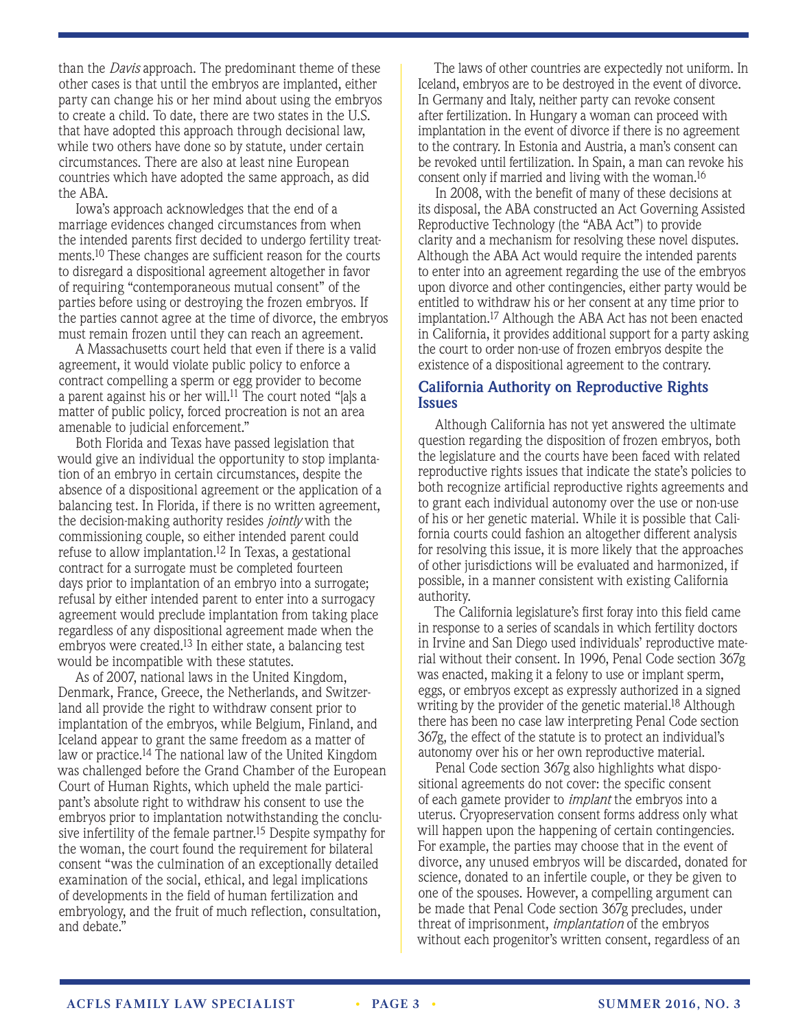than the *Davis* approach. The predominant theme of these other cases is that until the embryos are implanted, either party can change his or her mind about using the embryos to create a child. To date, there are two states in the U.S. that have adopted this approach through decisional law, while two others have done so by statute, under certain circumstances. There are also at least nine European countries which have adopted the same approach, as did the ABA.

Iowa's approach acknowledges that the end of a marriage evidences changed circumstances from when the intended parents first decided to undergo fertility treatments.[10] These changes are sufficient reason for the courts to disregard a dispositional agreement altogether in favor of requiring "contemporaneous mutual consent" of the parties before using or destroying the frozen embryos. If the parties cannot agree at the time of divorce, the embryos must remain frozen until they can reach an agreement.

A Massachusetts court held that even if there is a valid agreement, it would violate public policy to enforce a contract compelling a sperm or egg provider to become a parent against his or her will.[11] The court noted "[a]s a matter of public policy, forced procreation is not an area amenable to judicial enforcement."

Both Florida and Texas have passed legislation that would give an individual the opportunity to stop implantation of an embryo in certain circumstances, despite the absence of a dispositional agreement or the application of a balancing test. In Florida, if there is no written agreement, the decision-making authority resides *jointly* with the commissioning couple, so either intended parent could refuse to allow implantation.[12] In Texas, a gestational contract for a surrogate must be completed fourteen days prior to implantation of an embryo into a surrogate; refusal by either intended parent to enter into a surrogacy agreement would preclude implantation from taking place regardless of any dispositional agreement made when the embryos were created.[13] In either state, a balancing test would be incompatible with these statutes.

As of 2007, national laws in the United Kingdom, Denmark, France, Greece, the Netherlands, and Switzerland all provide the right to withdraw consent prior to implantation of the embryos, while Belgium, Finland, and Iceland appear to grant the same freedom as a matter of law or practice.[14] The national law of the United Kingdom was challenged before the Grand Chamber of the European Court of Human Rights, which upheld the male participant's absolute right to withdraw his consent to use the embryos prior to implantation notwithstanding the conclusive infertility of the female partner.[15] Despite sympathy for the woman, the court found the requirement for bilateral consent "was the culmination of an exceptionally detailed examination of the social, ethical, and legal implications of developments in the field of human fertilization and embryology, and the fruit of much reflection, consultation, and debate."

The laws of other countries are expectedly not uniform. In Iceland, embryos are to be destroyed in the event of divorce. In Germany and Italy, neither party can revoke consent after fertilization. In Hungary a woman can proceed with implantation in the event of divorce if there is no agreement to the contrary. In Estonia and Austria, a man's consent can be revoked until fertilization. In Spain, a man can revoke his consent only if married and living with the woman.[16]

In 2008, with the benefit of many of these decisions at its disposal, the ABA constructed an Act Governing Assisted Reproductive Technology (the "ABA Act") to provide clarity and a mechanism for resolving these novel disputes. Although the ABA Act would require the intended parents to enter into an agreement regarding the use of the embryos upon divorce and other contingencies, either party would be entitled to withdraw his or her consent at any time prior to implantation.[17] Although the ABA Act has not been enacted in California, it provides additional support for a party asking the court to order non-use of frozen embryos despite the existence of a dispositional agreement to the contrary.

### California Authority on Reproductive Rights Issues

Although California has not yet answered the ultimate question regarding the disposition of frozen embryos, both the legislature and the courts have been faced with related reproductive rights issues that indicate the state's policies to both recognize artificial reproductive rights agreements and to grant each individual autonomy over the use or non-use of his or her genetic material. While it is possible that California courts could fashion an altogether different analysis for resolving this issue, it is more likely that the approaches of other jurisdictions will be evaluated and harmonized, if possible, in a manner consistent with existing California authority.

The California legislature's first foray into this field came in response to a series of scandals in which fertility doctors in Irvine and San Diego used individuals' reproductive material without their consent. In 1996, Penal Code section 367g was enacted, making it a felony to use or implant sperm, eggs, or embryos except as expressly authorized in a signed writing by the provider of the genetic material.[18] Although there has been no case law interpreting Penal Code section 367g, the effect of the statute is to protect an individual's autonomy over his or her own reproductive material.

Penal Code section 367g also highlights what dispositional agreements do not cover: the specific consent of each gamete provider to *implant* the embryos into a uterus. Cryopreservation consent forms address only what will happen upon the happening of certain contingencies. For example, the parties may choose that in the event of divorce, any unused embryos will be discarded, donated for science, donated to an infertile couple, or they be given to one of the spouses. However, a compelling argument can be made that Penal Code section 367g precludes, under threat of imprisonment, *implantation* of the embryos without each progenitor's written consent, regardless of an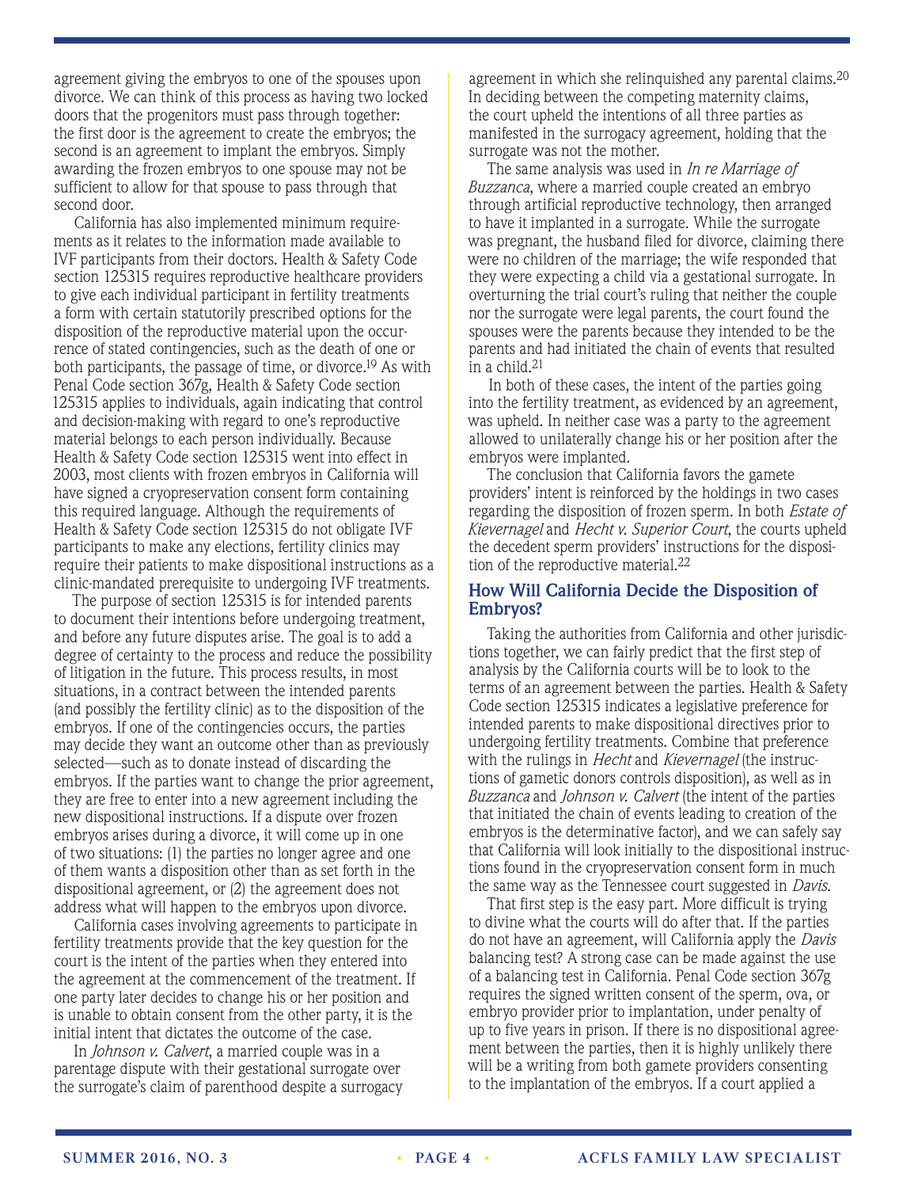agreement giving the embryos to one of the spouses upon divorce. We can think of this process as having two locked doors that the progenitors must pass through together: the first door is the agreement to create the embryos; the second is an agreement to implant the embryos. Simply awarding the frozen embryos to one spouse may not be sufficient to allow for that spouse to pass through that second door.

California has also implemented minimum requirements as it relates to the information made available to IVF participants from their doctors. Health & Safety Code section 125315 requires reproductive healthcare providers to give each individual participant in fertility treatments a form with certain statutorily prescribed options for the disposition of the reproductive material upon the occurrence of stated contingencies, such as the death of one or both participants, the passage of time, or divorce.[19] As with Penal Code section 367g, Health & Safety Code section 125315 applies to individuals, again indicating that control and decision-making with regard to one's reproductive material belongs to each person individually. Because Health & Safety Code section 125315 went into effect in 2003, most clients with frozen embryos in California will have signed a cryopreservation consent form containing this required language. Although the requirements of Health & Safety Code section 125315 do not obligate IVF participants to make any elections, fertility clinics may require their patients to make dispositional instructions as a clinic-mandated prerequisite to undergoing IVF treatments.

The purpose of section 125315 is for intended parents to document their intentions before undergoing treatment, and before any future disputes arise. The goal is to add a degree of certainty to the process and reduce the possibility of litigation in the future. This process results, in most situations, in a contract between the intended parents (and possibly the fertility clinic) as to the disposition of the embryos. If one of the contingencies occurs, the parties may decide they want an outcome other than as previously selected—such as to donate instead of discarding the embryos. If the parties want to change the prior agreement, they are free to enter into a new agreement including the new dispositional instructions. If a dispute over frozen embryos arises during a divorce, it will come up in one of two situations: (1) the parties no longer agree and one of them wants a disposition other than as set forth in the dispositional agreement, or (2) the agreement does not address what will happen to the embryos upon divorce.

California cases involving agreements to participate in fertility treatments provide that the key question for the court is the intent of the parties when they entered into the agreement at the commencement of the treatment. If one party later decides to change his or her position and is unable to obtain consent from the other party, it is the initial intent that dictates the outcome of the case.

In *Johnson v. Calvert*, a married couple was in a parentage dispute with their gestational surrogate over the surrogate's claim of parenthood despite a surrogacy agreement in which she relinquished any parental claims.[20] In deciding between the competing maternity claims, the court upheld the intentions of all three parties as manifested in the surrogacy agreement, holding that the surrogate was not the mother.

The same analysis was used in *In re Marriage of Buzzanca*, where a married couple created an embryo through artificial reproductive technology, then arranged to have it implanted in a surrogate. While the surrogate was pregnant, the husband filed for divorce, claiming there were no children of the marriage; the wife responded that they were expecting a child via a gestational surrogate. In overturning the trial court's ruling that neither the couple nor the surrogate were legal parents, the court found the spouses were the parents because they intended to be the parents and had initiated the chain of events that resulted in a child.[21]

In both of these cases, the intent of the parties going into the fertility treatment, as evidenced by an agreement, was upheld. In neither case was a party to the agreement allowed to unilaterally change his or her position after the embryos were implanted.

The conclusion that California favors the gamete providers' intent is reinforced by the holdings in two cases regarding the disposition of frozen sperm. In both *Estate of Kievernagel* and *Hecht v. Superior Court*, the courts upheld the decedent sperm providers' instructions for the disposition of the reproductive material.[22]

## How Will California Decide the Disposition of Embryos?

Taking the authorities from California and other jurisdictions together, we can fairly predict that the first step of analysis by the California courts will be to look to the terms of an agreement between the parties. Health & Safety Code section 125315 indicates a legislative preference for intended parents to make dispositional directives prior to undergoing fertility treatments. Combine that preference with the rulings in *Hecht* and *Kievernagel* (the instructions of gametic donors controls disposition), as well as in *Buzzanca* and *Johnson v. Calvert* (the intent of the parties that initiated the chain of events leading to creation of the embryos is the determinative factor), and we can safely say that California will look initially to the dispositional instructions found in the cryopreservation consent form in much the same way as the Tennessee court suggested in *Davis*.

That first step is the easy part. More difficult is trying to divine what the courts will do after that. If the parties do not have an agreement, will California apply the *Davis* balancing test? A strong case can be made against the use of a balancing test in California. Penal Code section 367g requires the signed written consent of the sperm, ova, or embryo provider prior to implantation, under penalty of up to five years in prison. If there is no dispositional agreement between the parties, then it is highly unlikely there will be a writing from both gamete providers consenting to the implantation of the embryos. If a court applied a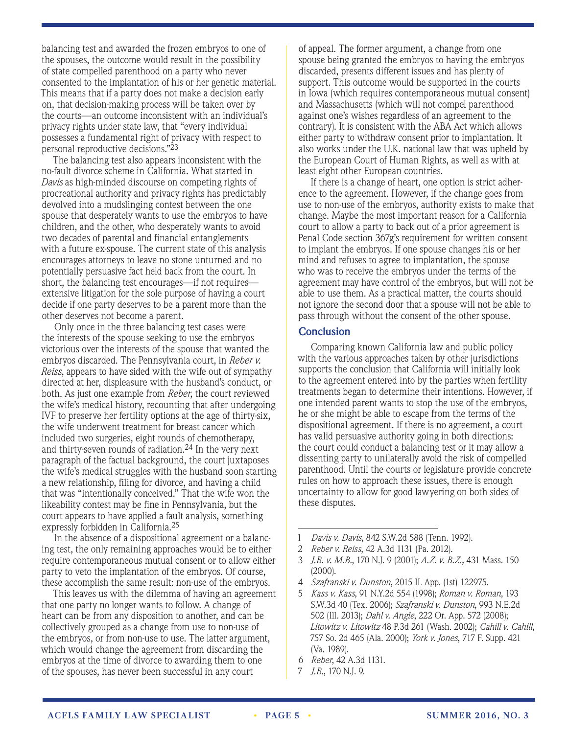balancing test and awarded the frozen embryos to one of the spouses, the outcome would result in the possibility of state compelled parenthood on a party who never consented to the implantation of his or her genetic material. This means that if a party does not make a decision early on, that decision-making process will be taken over by the courts—an outcome inconsistent with an individual's privacy rights under state law, that "every individual possesses a fundamental right of privacy with respect to personal reproductive decisions."[23]

The balancing test also appears inconsistent with the no-fault divorce scheme in California. What started in *Davis* as high-minded discourse on competing rights of procreational authority and privacy rights has predictably devolved into a mudslinging contest between the one spouse that desperately wants to use the embryos to have children, and the other, who desperately wants to avoid two decades of parental and financial entanglements with a future ex-spouse. The current state of this analysis encourages attorneys to leave no stone unturned and no potentially persuasive fact held back from the court. In short, the balancing test encourages—if not requires—extensive litigation for the sole purpose of having a court decide if one party deserves to be a parent more than the other deserves not become a parent.

Only once in the three balancing test cases were the interests of the spouse seeking to use the embryos victorious over the interests of the spouse that wanted the embryos discarded. The Pennsylvania court, in *Reber v. Reiss*, appears to have sided with the wife out of sympathy directed at her, displeasure with the husband's conduct, or both. As just one example from *Reber*, the court reviewed the wife's medical history, recounting that after undergoing IVF to preserve her fertility options at the age of thirty-six, the wife underwent treatment for breast cancer which included two surgeries, eight rounds of chemotherapy, and thirty-seven rounds of radiation.[24] In the very next paragraph of the factual background, the court juxtaposes the wife's medical struggles with the husband soon starting a new relationship, filing for divorce, and having a child that was "intentionally conceived." That the wife won the likeability contest may be fine in Pennsylvania, but the court appears to have applied a fault analysis, something expressly forbidden in California.[25]

In the absence of a dispositional agreement or a balancing test, the only remaining approaches would be to either require contemporaneous mutual consent or to allow either party to veto the implantation of the embryos. Of course, these accomplish the same result: non-use of the embryos.

This leaves us with the dilemma of having an agreement that one party no longer wants to follow. A change of heart can be from any disposition to another, and can be collectively grouped as a change from use to non-use of the embryos, or from non-use to use. The latter argument, which would change the agreement from discarding the embryos at the time of divorce to awarding them to one of the spouses, has never been successful in any court of appeal. The former argument, a change from one spouse being granted the embryos to having the embryos discarded, presents different issues and has plenty of support. This outcome would be supported in the courts in Iowa (which requires contemporaneous mutual consent) and Massachusetts (which will not compel parenthood against one's wishes regardless of an agreement to the contrary). It is consistent with the ABA Act which allows either party to withdraw consent prior to implantation. It also works under the U.K. national law that was upheld by the European Court of Human Rights, as well as with at least eight other European countries.

If there is a change of heart, one option is strict adherence to the agreement. However, if the change goes from use to non-use of the embryos, authority exists to make that change. Maybe the most important reason for a California court to allow a party to back out of a prior agreement is Penal Code section 367g's requirement for written consent to implant the embryos. If one spouse changes his or her mind and refuses to agree to implantation, the spouse who was to receive the embryos under the terms of the agreement may have control of the embryos, but will not be able to use them. As a practical matter, the courts should not ignore the second door that a spouse will not be able to pass through without the consent of the other spouse.

## Conclusion

Comparing known California law and public policy with the various approaches taken by other jurisdictions supports the conclusion that California will initially look to the agreement entered into by the parties when fertility treatments began to determine their intentions. However, if one intended parent wants to stop the use of the embryos, he or she might be able to escape from the terms of the dispositional agreement. If there is no agreement, a court has valid persuasive authority going in both directions: the court could conduct a balancing test or it may allow a dissenting party to unilaterally avoid the risk of compelled parenthood. Until the courts or legislature provide concrete rules on how to approach these issues, there is enough uncertainty to allow for good lawyering on both sides of these disputes.

---

1 *Davis v. Davis*, 842 S.W.2d 588 (Tenn. 1992).

2 *Reber v. Reiss*, 42 A.3d 1131 (Pa. 2012).

3 *J.B. v. M.B.*, 170 N.J. 9 (2001); *A.Z. v. B.Z.,* 431 Mass. 150 (2000).

4 *Szafranski v. Dunston*, 2015 IL App. (1st) 122975.

5 *Kass v. Kass*, 91 N.Y.2d 554 (1998); *Roman v. Roman*, 193 S.W.3d 40 (Tex. 2006); *Szafranski v. Dunston*, 993 N.E.2d 502 (Ill. 2013); *Dahl v. Angle*, 222 Or. App. 572 (2008); *Litowitz v. Litowitz* 48 P.3d 261 (Wash. 2002); *Cahill v. Cahill*, 757 So. 2d 465 (Ala. 2000); *York v. Jones*, 717 F. Supp. 421 (Va. 1989).

6 *Reber*, 42 A.3d 1131.

7 *J.B.*, 170 N.J. 9.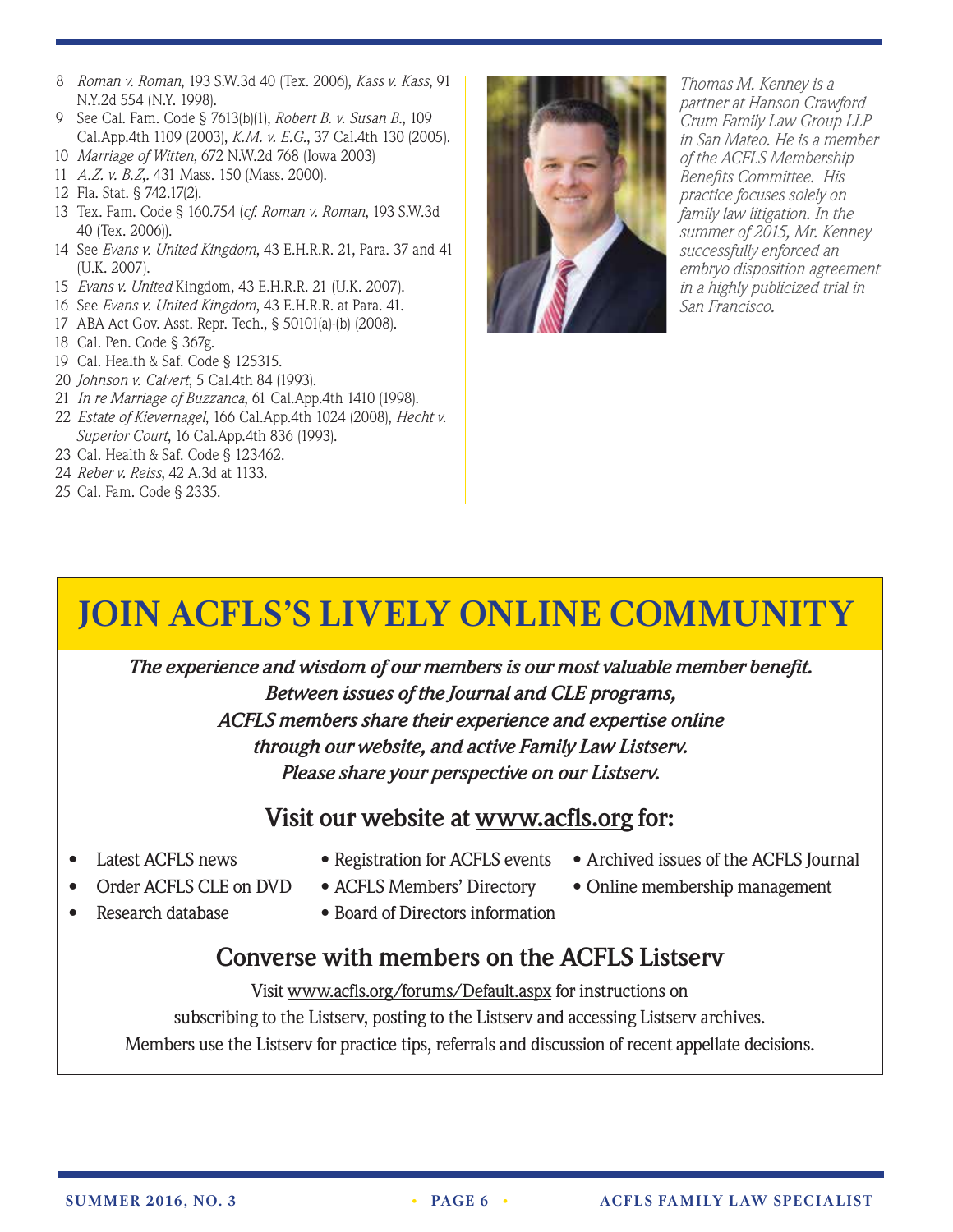8 *Roman v. Roman*, 193 S.W.3d 40 (Tex. 2006), *Kass v. Kass*, 91 N.Y.2d 554 (N.Y. 1998).
9 See Cal. Fam. Code § 7613(b)(1), *Robert B. v. Susan B.*, 109 Cal.App.4th 1109 (2003), *K.M. v. E.G.*, 37 Cal.4th 130 (2005).
10 *Marriage of Witten*, 672 N.W.2d 768 (Iowa 2003)
11 *A.Z. v. B.Z.*, 431 Mass. 150 (Mass. 2000).
12 Fla. Stat. § 742.17(2).
13 Tex. Fam. Code § 160.754 (*cf. Roman v. Roman*, 193 S.W.3d 40 (Tex. 2006)).
14 See *Evans v. United Kingdom*, 43 E.H.R.R. 21, Para. 37 and 41 (U.K. 2007).
15 *Evans v. United* Kingdom, 43 E.H.R.R. 21 (U.K. 2007).
16 See *Evans v. United Kingdom*, 43 E.H.R.R. at Para. 41.
17 ABA Act Gov. Asst. Repr. Tech., § 50101(a)-(b) (2008).
18 Cal. Pen. Code § 367g.
19 Cal. Health & Saf. Code § 125315.
20 *Johnson v. Calvert*, 5 Cal.4th 84 (1993).
21 *In re Marriage of Buzzanca*, 61 Cal.App.4th 1410 (1998).
22 *Estate of Kievernagel*, 166 Cal.App.4th 1024 (2008), *Hecht v. Superior Court*, 16 Cal.App.4th 836 (1993).
23 Cal. Health & Saf. Code § 123462.
24 *Reber v. Reiss*, 42 A.3d at 1133.
25 Cal. Fam. Code § 2335.

*Thomas M. Kenney is a partner at Hanson Crawford Crum Family Law Group LLP in San Mateo. He is a member of the ACFLS Membership Benefits Committee. His practice focuses solely on family law litigation. In the summer of 2015, Mr. Kenney successfully enforced an embryo disposition agreement in a highly publicized trial in San Francisco.*

# JOIN ACFLS'S LIVELY ONLINE COMMUNITY

***The experience and wisdom of our members is our most valuable member benefit. Between issues of the Journal and CLE programs, ACFLS members share their experience and expertise online through our website, and active Family Law Listserv. Please share your perspective on our Listserv.***

## Visit our website at www.acfls.org for:

- Latest ACFLS news
- Order ACFLS CLE on DVD
- Research database
- Registration for ACFLS events
- ACFLS Members' Directory
- Board of Directors information
- Archived issues of the ACFLS Journal
- Online membership management

## Converse with members on the ACFLS Listserv

Visit www.acfls.org/forums/Default.aspx for instructions on subscribing to the Listserv, posting to the Listserv and accessing Listserv archives. Members use the Listserv for practice tips, referrals and discussion of recent appellate decisions.